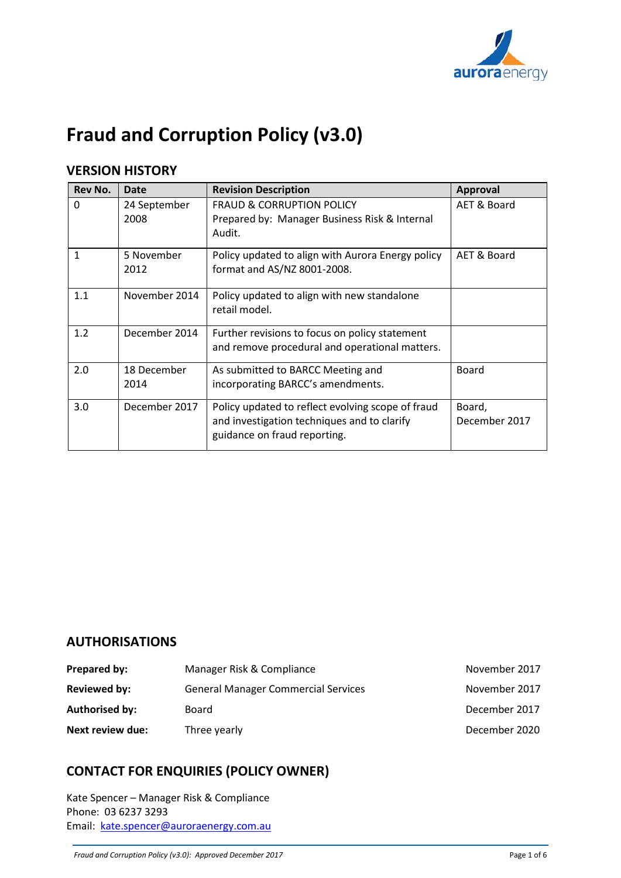# Fraud and Corruption Policy (v3.0)

## VERSION HISTORY

| Rev No. | Date | Revision Description | Approval |
|---|---|---|---|
| 0 | 24 September 2008 | FRAUD & CORRUPTION POLICY<br>Prepared by: Manager Business Risk & Internal Audit. | AET & Board |
| 1 | 5 November 2012 | Policy updated to align with Aurora Energy policy format and AS/NZ 8001-2008. | AET & Board |
| 1.1 | November 2014 | Policy updated to align with new standalone retail model. | |
| 1.2 | December 2014 | Further revisions to focus on policy statement and remove procedural and operational matters. | |
| 2.0 | 18 December 2014 | As submitted to BARCC Meeting and incorporating BARCC's amendments. | Board |
| 3.0 | December 2017 | Policy updated to reflect evolving scope of fraud and investigation techniques and to clarify guidance on fraud reporting. | Board, December 2017 |

## AUTHORISATIONS

| | | |
|---|---|---|
| **Prepared by:** | Manager Risk & Compliance | November 2017 |
| **Reviewed by:** | General Manager Commercial Services | November 2017 |
| **Authorised by:** | Board | December 2017 |
| **Next review due:** | Three yearly | December 2020 |

## CONTACT FOR ENQUIRIES (POLICY OWNER)

Kate Spencer – Manager Risk & Compliance
Phone: 03 6237 3293
Email: kate.spencer@auroraenergy.com.au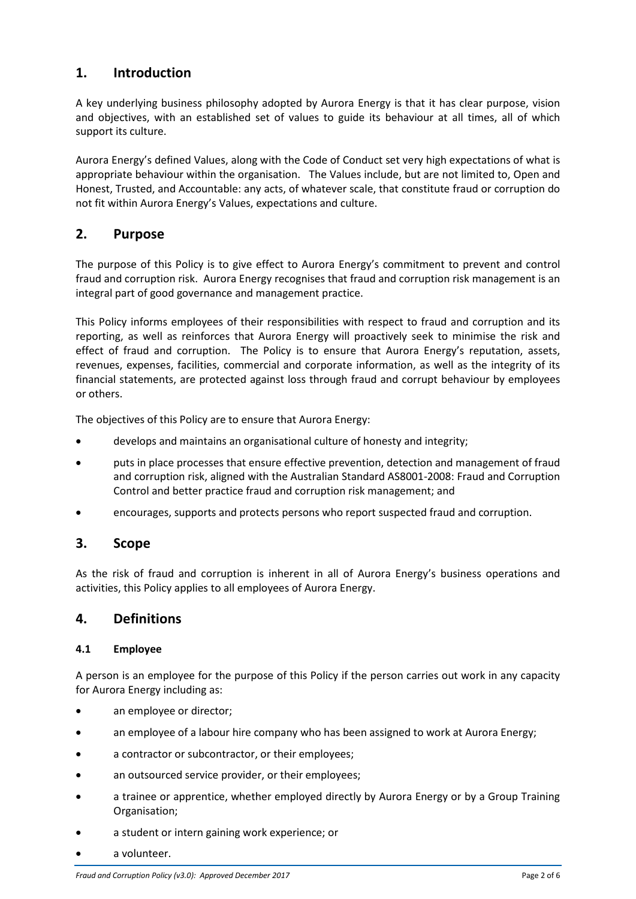## 1. Introduction

A key underlying business philosophy adopted by Aurora Energy is that it has clear purpose, vision and objectives, with an established set of values to guide its behaviour at all times, all of which support its culture.

Aurora Energy's defined Values, along with the Code of Conduct set very high expectations of what is appropriate behaviour within the organisation. The Values include, but are not limited to, Open and Honest, Trusted, and Accountable: any acts, of whatever scale, that constitute fraud or corruption do not fit within Aurora Energy's Values, expectations and culture.

## 2. Purpose

The purpose of this Policy is to give effect to Aurora Energy's commitment to prevent and control fraud and corruption risk. Aurora Energy recognises that fraud and corruption risk management is an integral part of good governance and management practice.

This Policy informs employees of their responsibilities with respect to fraud and corruption and its reporting, as well as reinforces that Aurora Energy will proactively seek to minimise the risk and effect of fraud and corruption. The Policy is to ensure that Aurora Energy's reputation, assets, revenues, expenses, facilities, commercial and corporate information, as well as the integrity of its financial statements, are protected against loss through fraud and corrupt behaviour by employees or others.

The objectives of this Policy are to ensure that Aurora Energy:

- develops and maintains an organisational culture of honesty and integrity;
- puts in place processes that ensure effective prevention, detection and management of fraud and corruption risk, aligned with the Australian Standard AS8001-2008: Fraud and Corruption Control and better practice fraud and corruption risk management; and
- encourages, supports and protects persons who report suspected fraud and corruption.

## 3. Scope

As the risk of fraud and corruption is inherent in all of Aurora Energy's business operations and activities, this Policy applies to all employees of Aurora Energy.

## 4. Definitions

### 4.1 Employee

A person is an employee for the purpose of this Policy if the person carries out work in any capacity for Aurora Energy including as:

- an employee or director;
- an employee of a labour hire company who has been assigned to work at Aurora Energy;
- a contractor or subcontractor, or their employees;
- an outsourced service provider, or their employees;
- a trainee or apprentice, whether employed directly by Aurora Energy or by a Group Training Organisation;
- a student or intern gaining work experience; or
- a volunteer.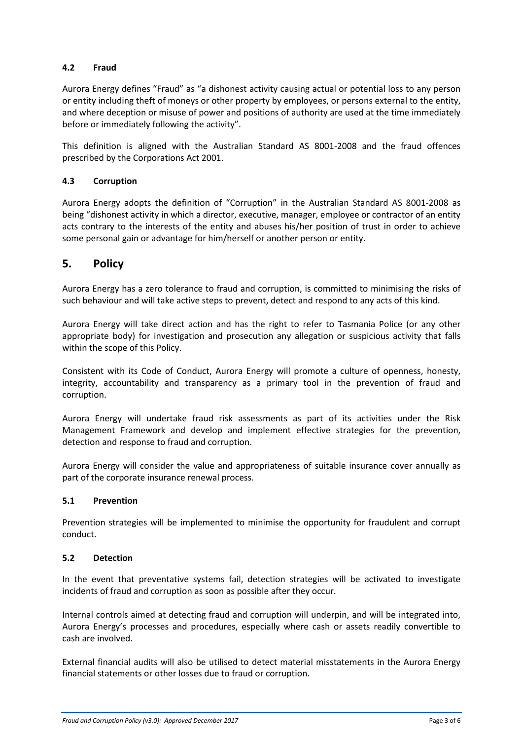### 4.2 Fraud

Aurora Energy defines "Fraud" as "a dishonest activity causing actual or potential loss to any person or entity including theft of moneys or other property by employees, or persons external to the entity, and where deception or misuse of power and positions of authority are used at the time immediately before or immediately following the activity".

This definition is aligned with the Australian Standard AS 8001-2008 and the fraud offences prescribed by the Corporations Act 2001.

### 4.3 Corruption

Aurora Energy adopts the definition of "Corruption" in the Australian Standard AS 8001-2008 as being "dishonest activity in which a director, executive, manager, employee or contractor of an entity acts contrary to the interests of the entity and abuses his/her position of trust in order to achieve some personal gain or advantage for him/herself or another person or entity.

## 5. Policy

Aurora Energy has a zero tolerance to fraud and corruption, is committed to minimising the risks of such behaviour and will take active steps to prevent, detect and respond to any acts of this kind.

Aurora Energy will take direct action and has the right to refer to Tasmania Police (or any other appropriate body) for investigation and prosecution any allegation or suspicious activity that falls within the scope of this Policy.

Consistent with its Code of Conduct, Aurora Energy will promote a culture of openness, honesty, integrity, accountability and transparency as a primary tool in the prevention of fraud and corruption.

Aurora Energy will undertake fraud risk assessments as part of its activities under the Risk Management Framework and develop and implement effective strategies for the prevention, detection and response to fraud and corruption.

Aurora Energy will consider the value and appropriateness of suitable insurance cover annually as part of the corporate insurance renewal process.

### 5.1 Prevention

Prevention strategies will be implemented to minimise the opportunity for fraudulent and corrupt conduct.

### 5.2 Detection

In the event that preventative systems fail, detection strategies will be activated to investigate incidents of fraud and corruption as soon as possible after they occur.

Internal controls aimed at detecting fraud and corruption will underpin, and will be integrated into, Aurora Energy's processes and procedures, especially where cash or assets readily convertible to cash are involved.

External financial audits will also be utilised to detect material misstatements in the Aurora Energy financial statements or other losses due to fraud or corruption.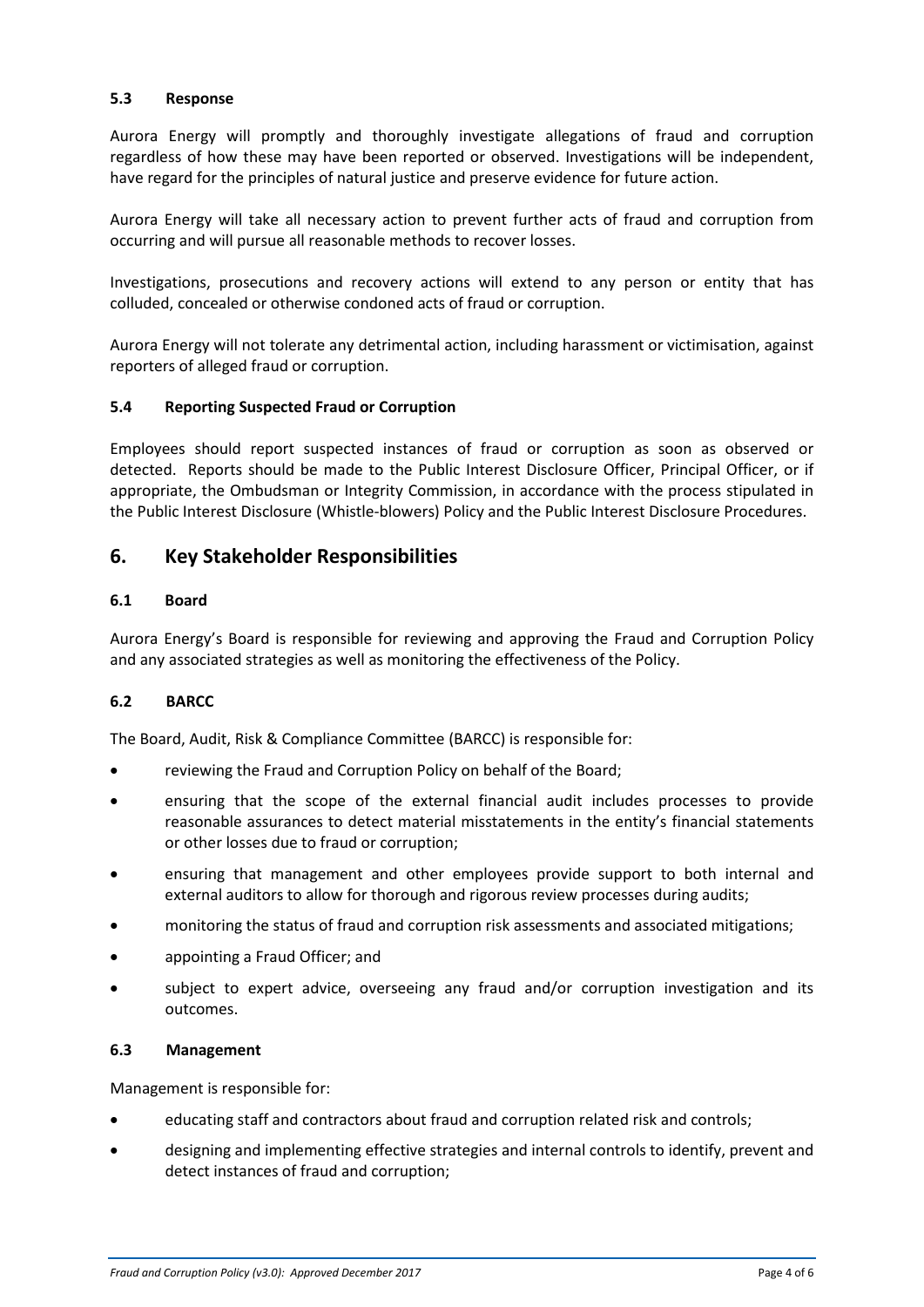### 5.3 Response

Aurora Energy will promptly and thoroughly investigate allegations of fraud and corruption regardless of how these may have been reported or observed. Investigations will be independent, have regard for the principles of natural justice and preserve evidence for future action.

Aurora Energy will take all necessary action to prevent further acts of fraud and corruption from occurring and will pursue all reasonable methods to recover losses.

Investigations, prosecutions and recovery actions will extend to any person or entity that has colluded, concealed or otherwise condoned acts of fraud or corruption.

Aurora Energy will not tolerate any detrimental action, including harassment or victimisation, against reporters of alleged fraud or corruption.

### 5.4 Reporting Suspected Fraud or Corruption

Employees should report suspected instances of fraud or corruption as soon as observed or detected. Reports should be made to the Public Interest Disclosure Officer, Principal Officer, or if appropriate, the Ombudsman or Integrity Commission, in accordance with the process stipulated in the Public Interest Disclosure (Whistle-blowers) Policy and the Public Interest Disclosure Procedures.

## 6. Key Stakeholder Responsibilities

### 6.1 Board

Aurora Energy's Board is responsible for reviewing and approving the Fraud and Corruption Policy and any associated strategies as well as monitoring the effectiveness of the Policy.

### 6.2 BARCC

The Board, Audit, Risk & Compliance Committee (BARCC) is responsible for:

- reviewing the Fraud and Corruption Policy on behalf of the Board;
- ensuring that the scope of the external financial audit includes processes to provide reasonable assurances to detect material misstatements in the entity's financial statements or other losses due to fraud or corruption;
- ensuring that management and other employees provide support to both internal and external auditors to allow for thorough and rigorous review processes during audits;
- monitoring the status of fraud and corruption risk assessments and associated mitigations;
- appointing a Fraud Officer; and
- subject to expert advice, overseeing any fraud and/or corruption investigation and its outcomes.

### 6.3 Management

Management is responsible for:

- educating staff and contractors about fraud and corruption related risk and controls;
- designing and implementing effective strategies and internal controls to identify, prevent and detect instances of fraud and corruption;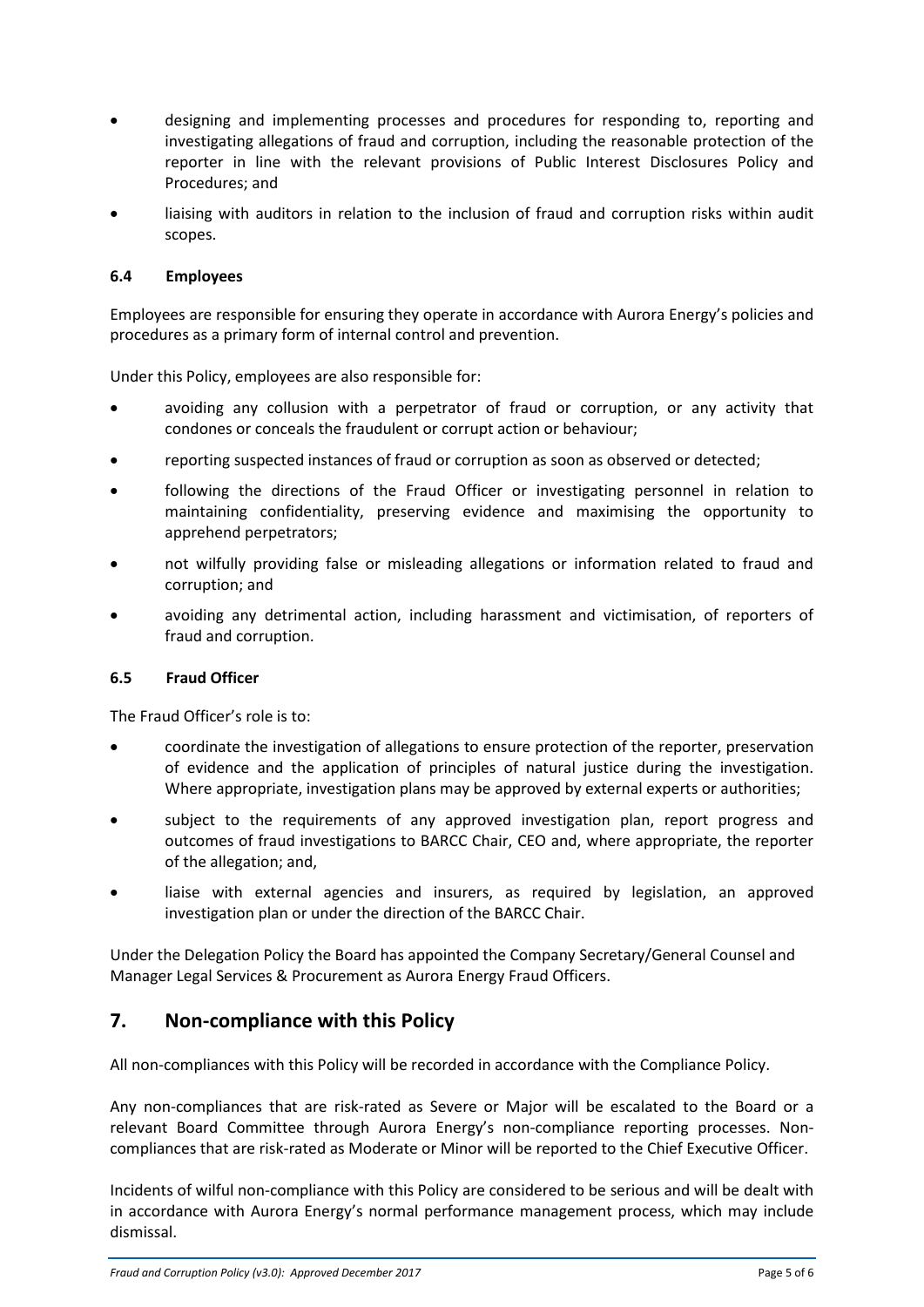- designing and implementing processes and procedures for responding to, reporting and investigating allegations of fraud and corruption, including the reasonable protection of the reporter in line with the relevant provisions of Public Interest Disclosures Policy and Procedures; and
- liaising with auditors in relation to the inclusion of fraud and corruption risks within audit scopes.

### 6.4 Employees

Employees are responsible for ensuring they operate in accordance with Aurora Energy's policies and procedures as a primary form of internal control and prevention.

Under this Policy, employees are also responsible for:

- avoiding any collusion with a perpetrator of fraud or corruption, or any activity that condones or conceals the fraudulent or corrupt action or behaviour;
- reporting suspected instances of fraud or corruption as soon as observed or detected;
- following the directions of the Fraud Officer or investigating personnel in relation to maintaining confidentiality, preserving evidence and maximising the opportunity to apprehend perpetrators;
- not wilfully providing false or misleading allegations or information related to fraud and corruption; and
- avoiding any detrimental action, including harassment and victimisation, of reporters of fraud and corruption.

### 6.5 Fraud Officer

The Fraud Officer's role is to:

- coordinate the investigation of allegations to ensure protection of the reporter, preservation of evidence and the application of principles of natural justice during the investigation. Where appropriate, investigation plans may be approved by external experts or authorities;
- subject to the requirements of any approved investigation plan, report progress and outcomes of fraud investigations to BARCC Chair, CEO and, where appropriate, the reporter of the allegation; and,
- liaise with external agencies and insurers, as required by legislation, an approved investigation plan or under the direction of the BARCC Chair.

Under the Delegation Policy the Board has appointed the Company Secretary/General Counsel and Manager Legal Services & Procurement as Aurora Energy Fraud Officers.

## 7. Non-compliance with this Policy

All non-compliances with this Policy will be recorded in accordance with the Compliance Policy.

Any non-compliances that are risk-rated as Severe or Major will be escalated to the Board or a relevant Board Committee through Aurora Energy's non-compliance reporting processes. Non-compliances that are risk-rated as Moderate or Minor will be reported to the Chief Executive Officer.

Incidents of wilful non-compliance with this Policy are considered to be serious and will be dealt with in accordance with Aurora Energy's normal performance management process, which may include dismissal.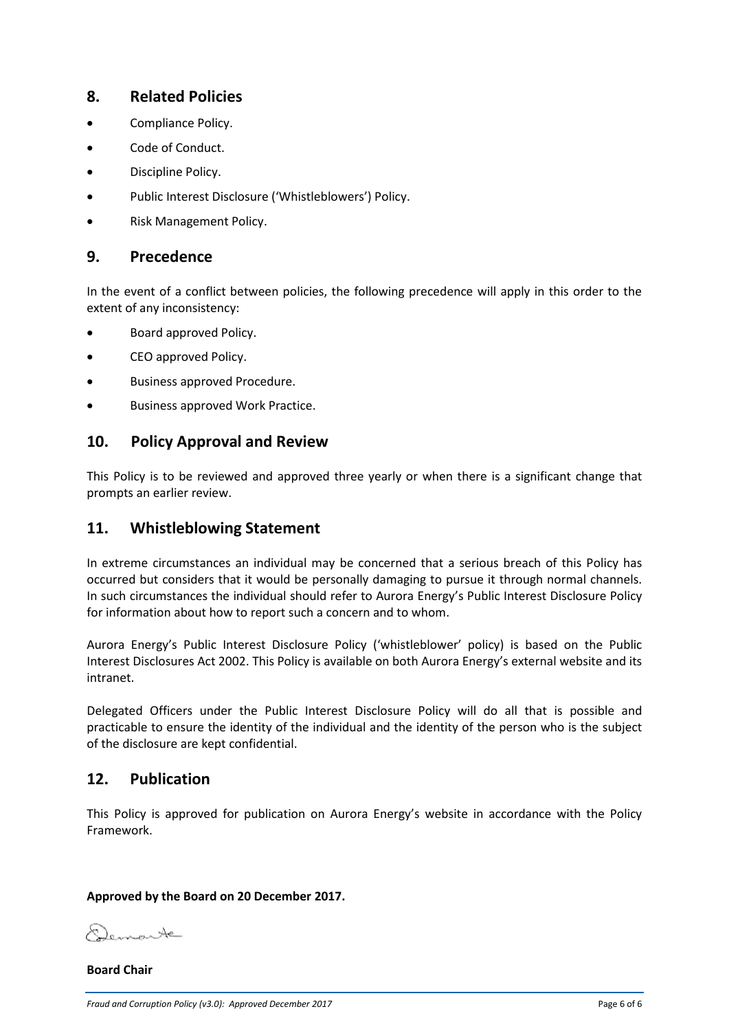## 8. Related Policies

- Compliance Policy.
- Code of Conduct.
- Discipline Policy.
- Public Interest Disclosure ('Whistleblowers') Policy.
- Risk Management Policy.

## 9. Precedence

In the event of a conflict between policies, the following precedence will apply in this order to the extent of any inconsistency:

- Board approved Policy.
- CEO approved Policy.
- Business approved Procedure.
- Business approved Work Practice.

## 10. Policy Approval and Review

This Policy is to be reviewed and approved three yearly or when there is a significant change that prompts an earlier review.

## 11. Whistleblowing Statement

In extreme circumstances an individual may be concerned that a serious breach of this Policy has occurred but considers that it would be personally damaging to pursue it through normal channels. In such circumstances the individual should refer to Aurora Energy's Public Interest Disclosure Policy for information about how to report such a concern and to whom.

Aurora Energy's Public Interest Disclosure Policy ('whistleblower' policy) is based on the Public Interest Disclosures Act 2002. This Policy is available on both Aurora Energy's external website and its intranet.

Delegated Officers under the Public Interest Disclosure Policy will do all that is possible and practicable to ensure the identity of the individual and the identity of the person who is the subject of the disclosure are kept confidential.

## 12. Publication

This Policy is approved for publication on Aurora Energy's website in accordance with the Policy Framework.

**Approved by the Board on 20 December 2017.**

**Board Chair**